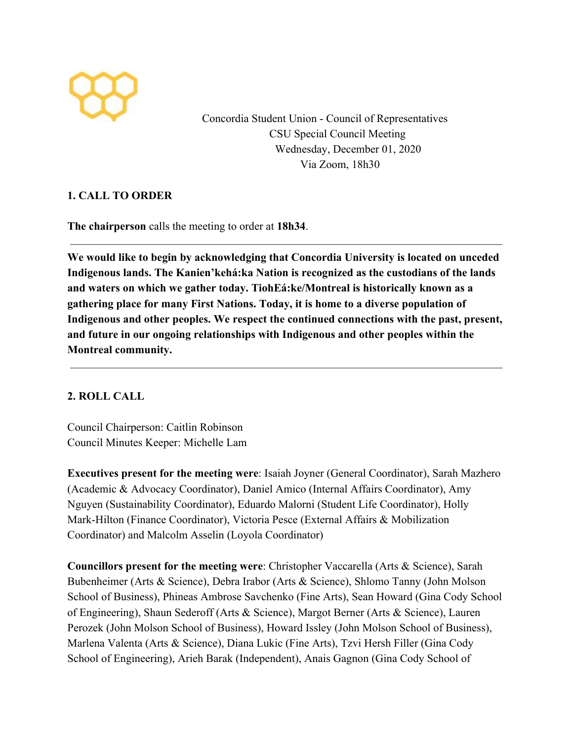Concordia Student Union - Council of Representatives
CSU Special Council Meeting
Wednesday, December 01, 2020
Via Zoom, 18h30

## 1. CALL TO ORDER

**The chairperson** calls the meeting to order at **18h34**.

---

**We would like to begin by acknowledging that Concordia University is located on unceded Indigenous lands. The Kanien'kehá:ka Nation is recognized as the custodians of the lands and waters on which we gather today. TiohEá:ke/Montreal is historically known as a gathering place for many First Nations. Today, it is home to a diverse population of Indigenous and other peoples. We respect the continued connections with the past, present, and future in our ongoing relationships with Indigenous and other peoples within the Montreal community.**

---

## 2. ROLL CALL

Council Chairperson: Caitlin Robinson
Council Minutes Keeper: Michelle Lam

**Executives present for the meeting were**: Isaiah Joyner (General Coordinator), Sarah Mazhero (Academic & Advocacy Coordinator), Daniel Amico (Internal Affairs Coordinator), Amy Nguyen (Sustainability Coordinator), Eduardo Malorni (Student Life Coordinator), Holly Mark-Hilton (Finance Coordinator), Victoria Pesce (External Affairs & Mobilization Coordinator) and Malcolm Asselin (Loyola Coordinator)

**Councillors present for the meeting were**: Christopher Vaccarella (Arts & Science), Sarah Bubenheimer (Arts & Science), Debra Irabor (Arts & Science), Shlomo Tanny (John Molson School of Business), Phineas Ambrose Savchenko (Fine Arts), Sean Howard (Gina Cody School of Engineering), Shaun Sederoff (Arts & Science), Margot Berner (Arts & Science), Lauren Perozek (John Molson School of Business), Howard Issley (John Molson School of Business), Marlena Valenta (Arts & Science), Diana Lukic (Fine Arts), Tzvi Hersh Filler (Gina Cody School of Engineering), Arieh Barak (Independent), Anais Gagnon (Gina Cody School of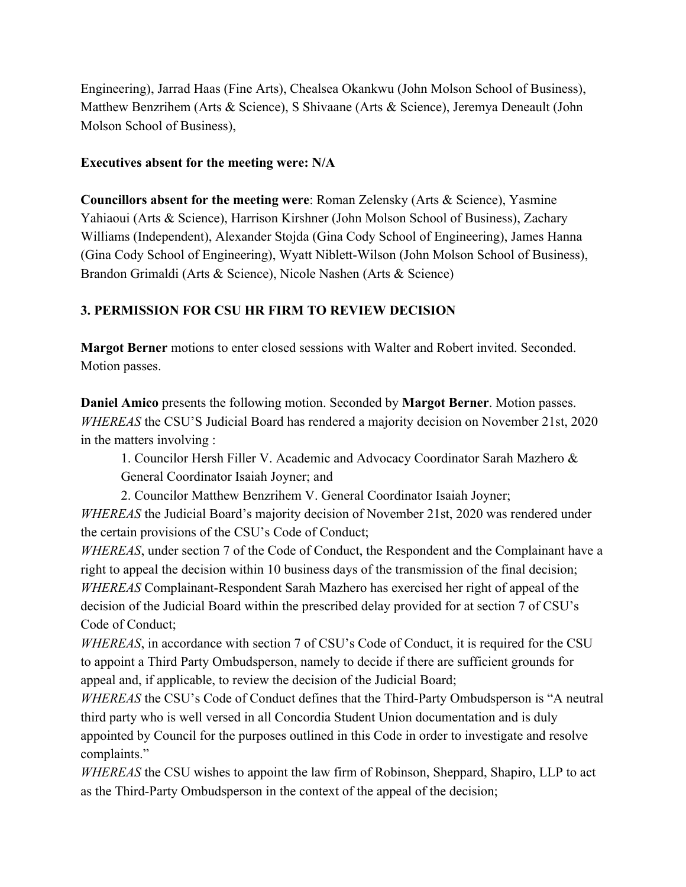Engineering), Jarrad Haas (Fine Arts), Chealsea Okankwu (John Molson School of Business), Matthew Benzrihem (Arts & Science), S Shivaane (Arts & Science), Jeremya Deneault (John Molson School of Business),

**Executives absent for the meeting were: N/A**

**Councillors absent for the meeting were**: Roman Zelensky (Arts & Science), Yasmine Yahiaoui (Arts & Science), Harrison Kirshner (John Molson School of Business), Zachary Williams (Independent), Alexander Stojda (Gina Cody School of Engineering), James Hanna (Gina Cody School of Engineering), Wyatt Niblett-Wilson (John Molson School of Business), Brandon Grimaldi (Arts & Science), Nicole Nashen (Arts & Science)

### 3. PERMISSION FOR CSU HR FIRM TO REVIEW DECISION

**Margot Berner** motions to enter closed sessions with Walter and Robert invited. Seconded. Motion passes.

**Daniel Amico** presents the following motion. Seconded by **Margot Berner**. Motion passes.

*WHEREAS* the CSU'S Judicial Board has rendered a majority decision on November 21st, 2020 in the matters involving :

1. Councilor Hersh Filler V. Academic and Advocacy Coordinator Sarah Mazhero & General Coordinator Isaiah Joyner; and
2. Councilor Matthew Benzrihem V. General Coordinator Isaiah Joyner;

*WHEREAS* the Judicial Board's majority decision of November 21st, 2020 was rendered under the certain provisions of the CSU's Code of Conduct;

*WHEREAS*, under section 7 of the Code of Conduct, the Respondent and the Complainant have a right to appeal the decision within 10 business days of the transmission of the final decision;

*WHEREAS* Complainant-Respondent Sarah Mazhero has exercised her right of appeal of the decision of the Judicial Board within the prescribed delay provided for at section 7 of CSU's Code of Conduct;

*WHEREAS*, in accordance with section 7 of CSU's Code of Conduct, it is required for the CSU to appoint a Third Party Ombudsperson, namely to decide if there are sufficient grounds for appeal and, if applicable, to review the decision of the Judicial Board;

*WHEREAS* the CSU's Code of Conduct defines that the Third-Party Ombudsperson is "A neutral third party who is well versed in all Concordia Student Union documentation and is duly appointed by Council for the purposes outlined in this Code in order to investigate and resolve complaints."

*WHEREAS* the CSU wishes to appoint the law firm of Robinson, Sheppard, Shapiro, LLP to act as the Third-Party Ombudsperson in the context of the appeal of the decision;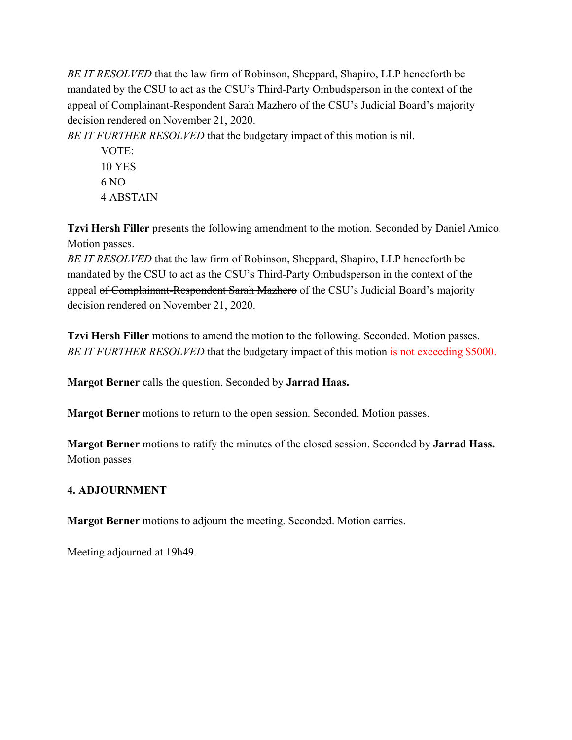*BE IT RESOLVED* that the law firm of Robinson, Sheppard, Shapiro, LLP henceforth be mandated by the CSU to act as the CSU's Third-Party Ombudsperson in the context of the appeal of Complainant-Respondent Sarah Mazhero of the CSU's Judicial Board's majority decision rendered on November 21, 2020.
*BE IT FURTHER RESOLVED* that the budgetary impact of this motion is nil.

VOTE:
10 YES
6 NO
4 ABSTAIN

**Tzvi Hersh Filler** presents the following amendment to the motion. Seconded by Daniel Amico. Motion passes.
*BE IT RESOLVED* that the law firm of Robinson, Sheppard, Shapiro, LLP henceforth be mandated by the CSU to act as the CSU's Third-Party Ombudsperson in the context of the appeal ~~of Complainant-Respondent Sarah Mazhero~~ of the CSU's Judicial Board's majority decision rendered on November 21, 2020.

**Tzvi Hersh Filler** motions to amend the motion to the following. Seconded. Motion passes.
*BE IT FURTHER RESOLVED* that the budgetary impact of this motion is not exceeding $5000.

**Margot Berner** calls the question. Seconded by **Jarrad Haas.**

**Margot Berner** motions to return to the open session. Seconded. Motion passes.

**Margot Berner** motions to ratify the minutes of the closed session. Seconded by **Jarrad Hass.** Motion passes

**4. ADJOURNMENT**

**Margot Berner** motions to adjourn the meeting. Seconded. Motion carries.

Meeting adjourned at 19h49.